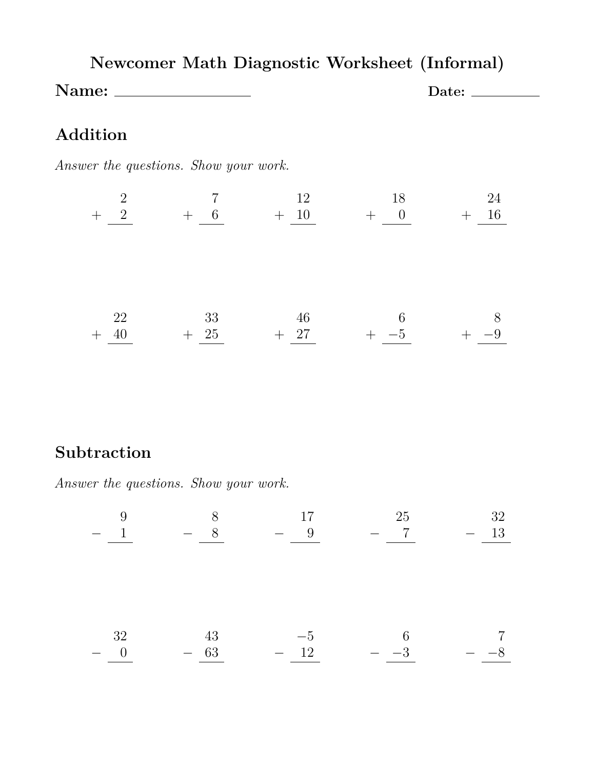# Newcomer Math Diagnostic Worksheet (Informal)

**Name:** ____________________ **Date:** __________

## Addition

*Answer the questions. Show your work.*

$$\begin{array}{r} 2 \\ +\ \ 2 \\ \hline \end{array} \qquad \begin{array}{r} 7 \\ +\ \ 6 \\ \hline \end{array} \qquad \begin{array}{r} 12 \\ +\ 10 \\ \hline \end{array} \qquad \begin{array}{r} 18 \\ +\ \ 0 \\ \hline \end{array} \qquad \begin{array}{r} 24 \\ +\ 16 \\ \hline \end{array}$$

$$\begin{array}{r} 22 \\ +\ 40 \\ \hline \end{array} \qquad \begin{array}{r} 33 \\ +\ 25 \\ \hline \end{array} \qquad \begin{array}{r} 46 \\ +\ 27 \\ \hline \end{array} \qquad \begin{array}{r} 6 \\ +\ -5 \\ \hline \end{array} \qquad \begin{array}{r} 8 \\ +\ -9 \\ \hline \end{array}$$

## Subtraction

*Answer the questions. Show your work.*

$$\begin{array}{r} 9 \\ -\ \ 1 \\ \hline \end{array} \qquad \begin{array}{r} 8 \\ -\ \ 8 \\ \hline \end{array} \qquad \begin{array}{r} 17 \\ -\ \ 9 \\ \hline \end{array} \qquad \begin{array}{r} 25 \\ -\ \ 7 \\ \hline \end{array} \qquad \begin{array}{r} 32 \\ -\ 13 \\ \hline \end{array}$$

$$\begin{array}{r} 32 \\ -\ \ 0 \\ \hline \end{array} \qquad \begin{array}{r} 43 \\ -\ 63 \\ \hline \end{array} \qquad \begin{array}{r} -5 \\ -\ 12 \\ \hline \end{array} \qquad \begin{array}{r} 6 \\ -\ -3 \\ \hline \end{array} \qquad \begin{array}{r} 7 \\ -\ -8 \\ \hline \end{array}$$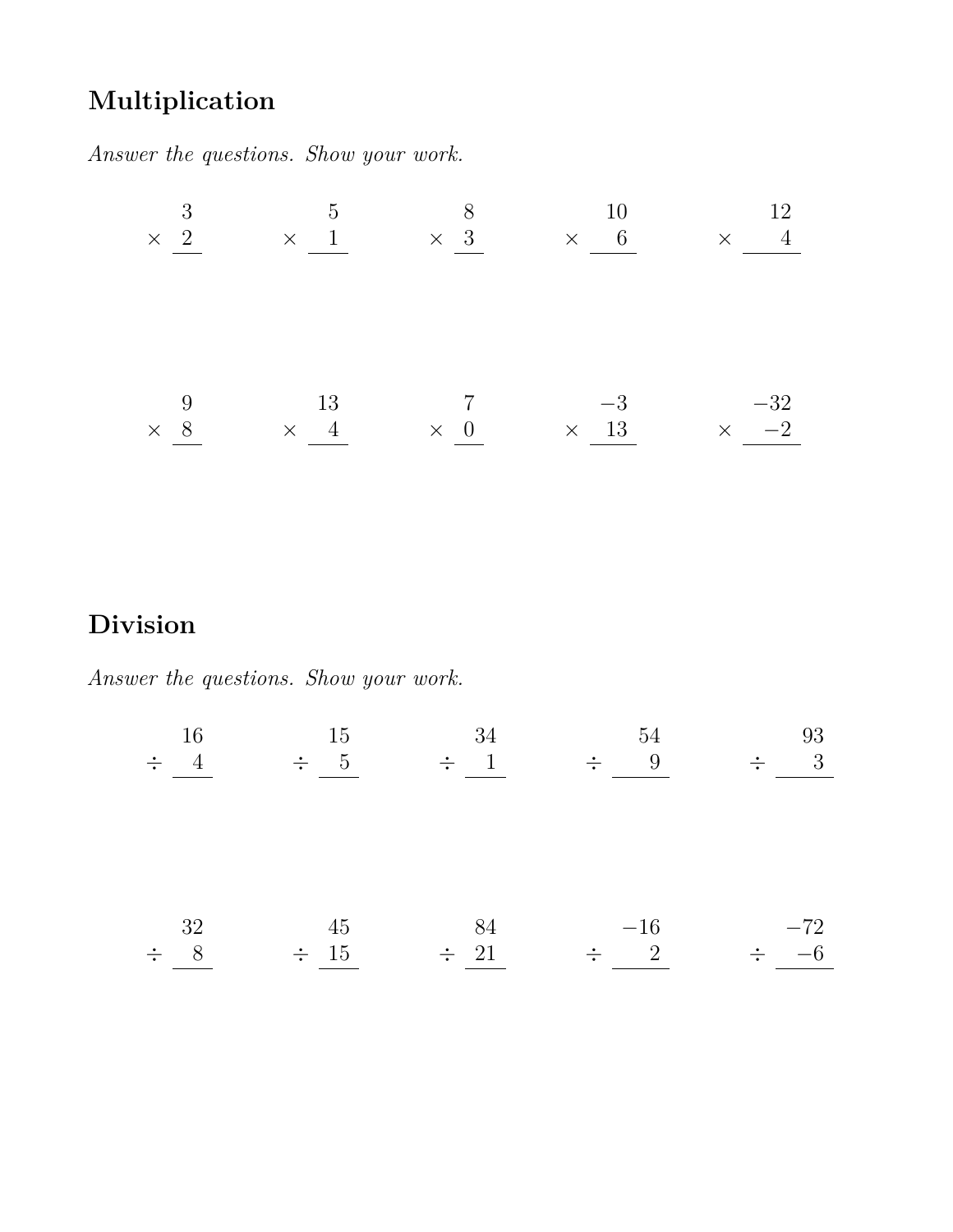## Multiplication

*Answer the questions. Show your work.*

$$\begin{array}{r} 3 \\ \times\ 2 \\ \hline \end{array} \qquad \begin{array}{r} 5 \\ \times\ 1 \\ \hline \end{array} \qquad \begin{array}{r} 8 \\ \times\ 3 \\ \hline \end{array} \qquad \begin{array}{r} 10 \\ \times\ 6 \\ \hline \end{array} \qquad \begin{array}{r} 12 \\ \times\ 4 \\ \hline \end{array}$$

$$\begin{array}{r} 9 \\ \times\ 8 \\ \hline \end{array} \qquad \begin{array}{r} 13 \\ \times\ 4 \\ \hline \end{array} \qquad \begin{array}{r} 7 \\ \times\ 0 \\ \hline \end{array} \qquad \begin{array}{r} -3 \\ \times\ 13 \\ \hline \end{array} \qquad \begin{array}{r} -32 \\ \times\ -2 \\ \hline \end{array}$$

## Division

*Answer the questions. Show your work.*

$$\begin{array}{r} 16 \\ \div\ 4 \\ \hline \end{array} \qquad \begin{array}{r} 15 \\ \div\ 5 \\ \hline \end{array} \qquad \begin{array}{r} 34 \\ \div\ 1 \\ \hline \end{array} \qquad \begin{array}{r} 54 \\ \div\ 9 \\ \hline \end{array} \qquad \begin{array}{r} 93 \\ \div\ 3 \\ \hline \end{array}$$

$$\begin{array}{r} 32 \\ \div\ 8 \\ \hline \end{array} \qquad \begin{array}{r} 45 \\ \div\ 15 \\ \hline \end{array} \qquad \begin{array}{r} 84 \\ \div\ 21 \\ \hline \end{array} \qquad \begin{array}{r} -16 \\ \div\ 2 \\ \hline \end{array} \qquad \begin{array}{r} -72 \\ \div\ -6 \\ \hline \end{array}$$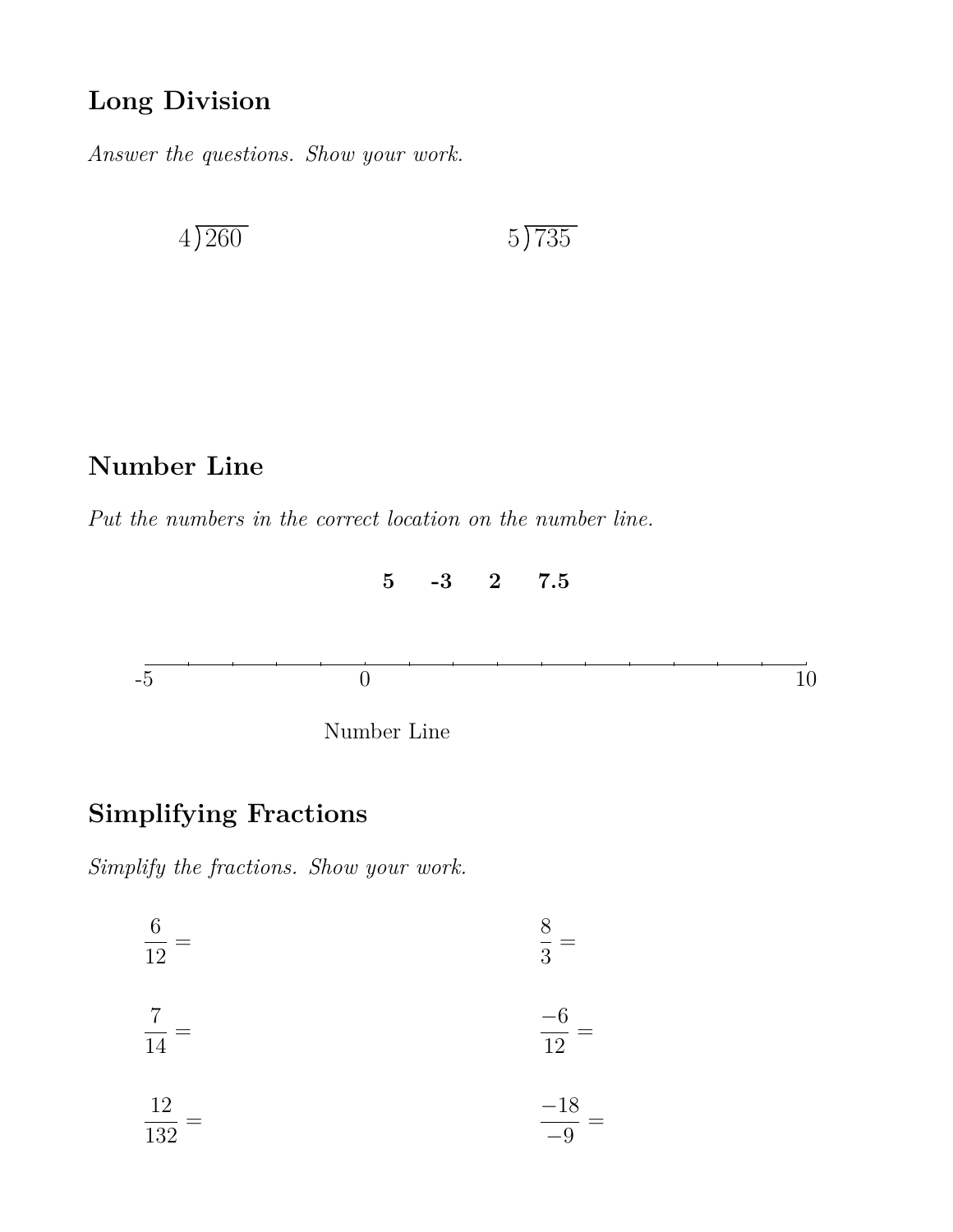## Long Division

*Answer the questions. Show your work.*

$4\overline{)260}$ $\qquad\qquad$ $5\overline{)735}$

## Number Line

*Put the numbers in the correct location on the number line.*

**5 -3 2 7.5**

-5 $\qquad$ 0 $\qquad$ 10

Number Line

## Simplifying Fractions

*Simplify the fractions. Show your work.*

$\frac{6}{12} =$ $\qquad\qquad$ $\frac{8}{3} =$

$\frac{7}{14} =$ $\qquad\qquad$ $\frac{-6}{12} =$

$\frac{12}{132} =$ $\qquad\qquad$ $\frac{-18}{-9} =$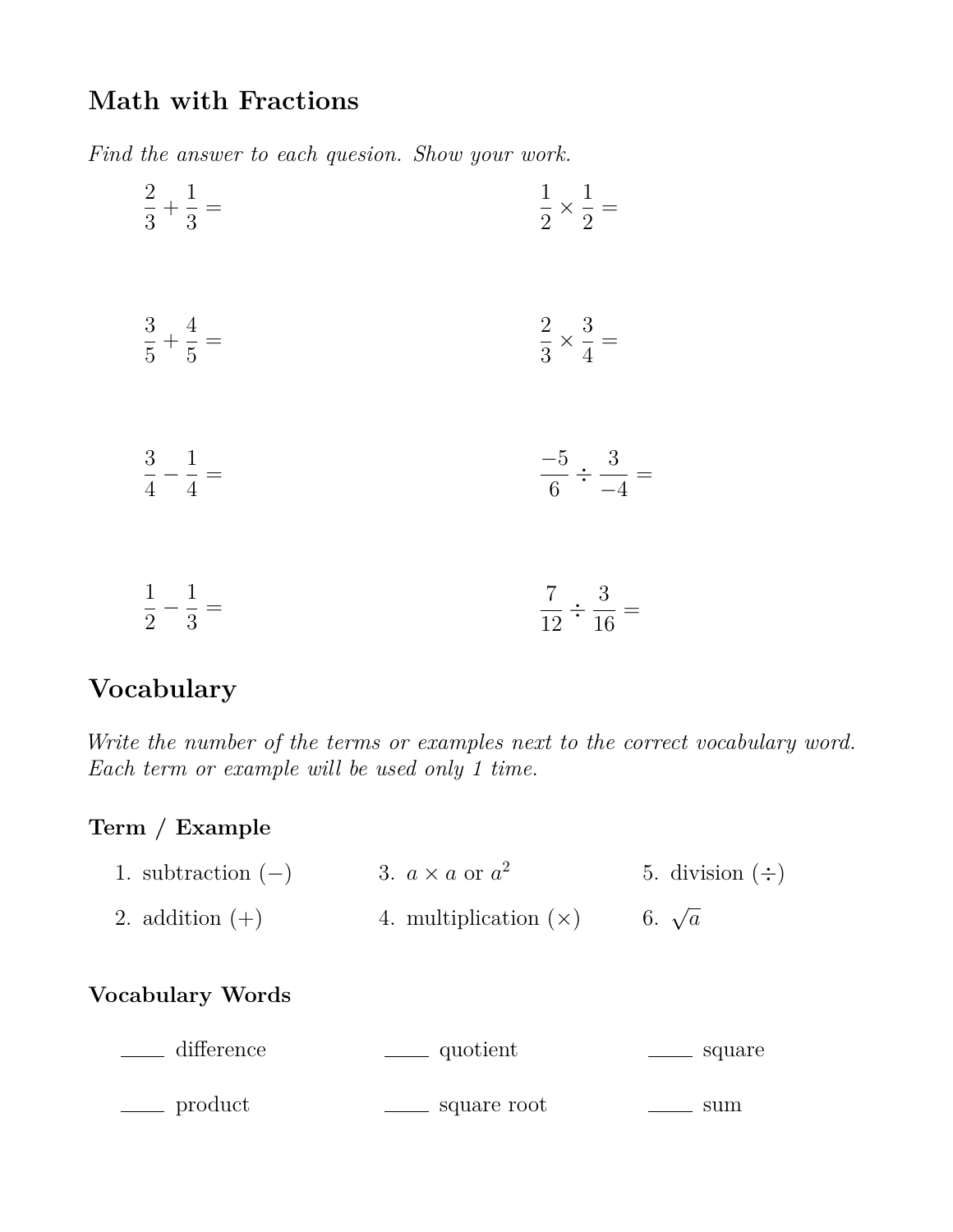## Math with Fractions

*Find the answer to each quesion. Show your work.*

$\frac{2}{3} + \frac{1}{3} =$

$\frac{1}{2} \times \frac{1}{2} =$

$\frac{3}{5} + \frac{4}{5} =$

$\frac{2}{3} \times \frac{3}{4} =$

$\frac{3}{4} - \frac{1}{4} =$

$\frac{-5}{6} \div \frac{3}{-4} =$

$\frac{1}{2} - \frac{1}{3} =$

$\frac{7}{12} \div \frac{3}{16} =$

## Vocabulary

*Write the number of the terms or examples next to the correct vocabulary word. Each term or example will be used only 1 time.*

### Term / Example

1. subtraction ($-$)
2. addition ($+$)
3. $a \times a$ or $a^2$
4. multiplication ($\times$)
5. division ($\div$)
6. $\sqrt{a}$

### Vocabulary Words

____ difference

____ quotient

____ square

____ product

____ square root

____ sum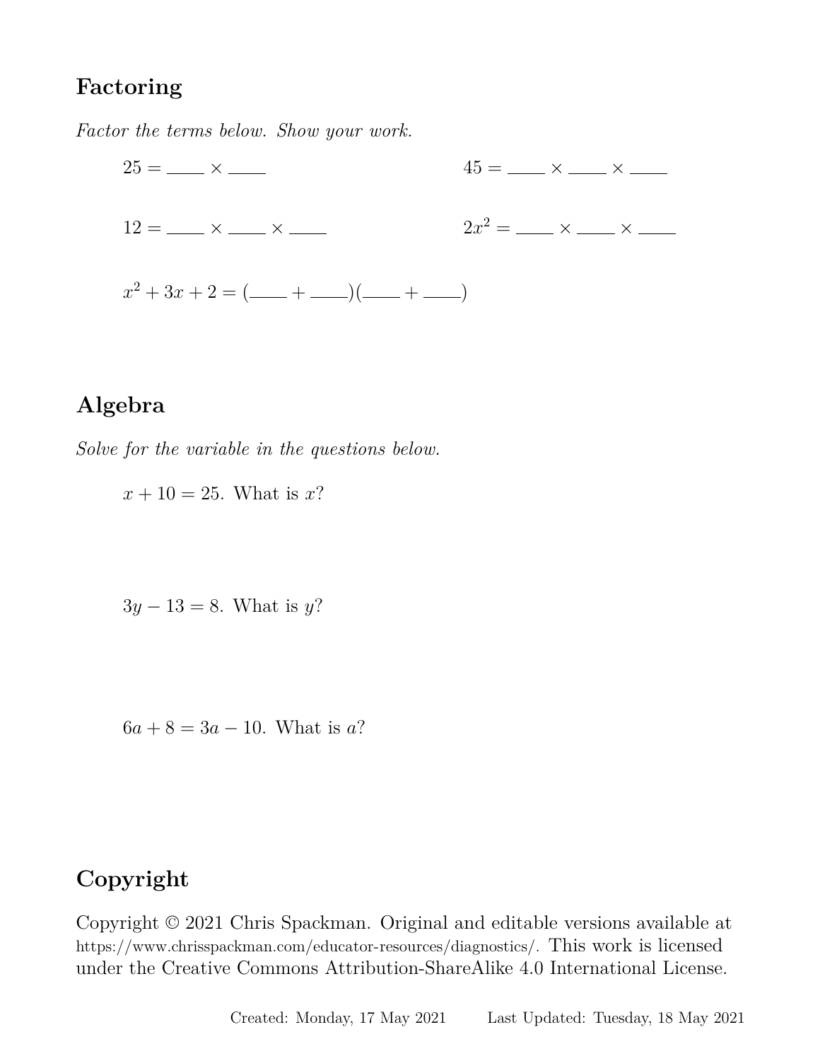## Factoring

*Factor the terms below. Show your work.*

$25 = \_\_\_\_ \times \_\_\_\_$

$45 = \_\_\_\_ \times \_\_\_\_ \times \_\_\_\_$

$12 = \_\_\_\_ \times \_\_\_\_ \times \_\_\_\_$

$2x^2 = \_\_\_\_ \times \_\_\_\_ \times \_\_\_\_$

$x^2 + 3x + 2 = (\_\_\_\_ + \_\_\_\_)(\_\_\_\_ + \_\_\_\_)$

## Algebra

*Solve for the variable in the questions below.*

$x + 10 = 25$. What is $x$?

$3y - 13 = 8$. What is $y$?

$6a + 8 = 3a - 10$. What is $a$?

## Copyright

Copyright © 2021 Chris Spackman. Original and editable versions available at https://www.chrisspackman.com/educator-resources/diagnostics/. This work is licensed under the Creative Commons Attribution-ShareAlike 4.0 International License.

Created: Monday, 17 May 2021 Last Updated: Tuesday, 18 May 2021